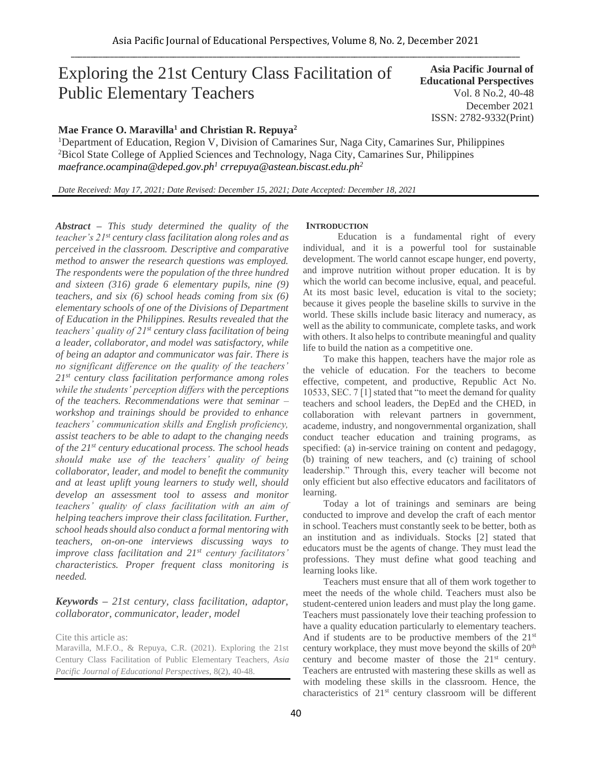# Exploring the 21st Century Class Facilitation of Public Elementary Teachers

**Asia Pacific Journal of Educational Perspectives**
Vol. 8 No.2, 40-48
December 2021
ISSN: 2782-9332(Print)

**Mae France O. Maravilla[1] and Christian R. Repuya[2]**

[1]Department of Education, Region V, Division of Camarines Sur, Naga City, Camarines Sur, Philippines
[2]Bicol State College of Applied Sciences and Technology, Naga City, Camarines Sur, Philippines
*maefrance.ocampina@deped.gov.ph[1] crrepuya@astean.biscast.edu.ph[2]*

*Date Received: May 17, 2021; Date Revised: December 15, 2021; Date Accepted: December 18, 2021*

***Abstract** – This study determined the quality of the teacher's 21st century class facilitation along roles and as perceived in the classroom. Descriptive and comparative method to answer the research questions was employed. The respondents were the population of the three hundred and sixteen (316) grade 6 elementary pupils, nine (9) teachers, and six (6) school heads coming from six (6) elementary schools of one of the Divisions of Department of Education in the Philippines. Results revealed that the teachers' quality of 21st century class facilitation of being a leader, collaborator, and model was satisfactory, while of being an adaptor and communicator was fair. There is no significant difference on the quality of the teachers' 21st century class facilitation performance among roles while the students' perception differs with the perceptions of the teachers. Recommendations were that seminar – workshop and trainings should be provided to enhance teachers' communication skills and English proficiency, assist teachers to be able to adapt to the changing needs of the 21st century educational process. The school heads should make use of the teachers' quality of being collaborator, leader, and model to benefit the community and at least uplift young learners to study well, should develop an assessment tool to assess and monitor teachers' quality of class facilitation with an aim of helping teachers improve their class facilitation. Further, school heads should also conduct a formal mentoring with teachers, on-on-one interviews discussing ways to improve class facilitation and 21st century facilitators' characteristics. Proper frequent class monitoring is needed.*

***Keywords** – 21st century, class facilitation, adaptor, collaborator, communicator, leader, model*

Cite this article as:
Maravilla, M.F.O., & Repuya, C.R. (2021). Exploring the 21st Century Class Facilitation of Public Elementary Teachers, *Asia Pacific Journal of Educational Perspectives*, 8(2), 40-48.

## INTRODUCTION

Education is a fundamental right of every individual, and it is a powerful tool for sustainable development. The world cannot escape hunger, end poverty, and improve nutrition without proper education. It is by which the world can become inclusive, equal, and peaceful. At its most basic level, education is vital to the society; because it gives people the baseline skills to survive in the world. These skills include basic literacy and numeracy, as well as the ability to communicate, complete tasks, and work with others. It also helps to contribute meaningful and quality life to build the nation as a competitive one.

To make this happen, teachers have the major role as the vehicle of education. For the teachers to become effective, competent, and productive, Republic Act No. 10533, SEC. 7 [1] stated that "to meet the demand for quality teachers and school leaders, the DepEd and the CHED, in collaboration with relevant partners in government, academe, industry, and nongovernmental organization, shall conduct teacher education and training programs, as specified: (a) in-service training on content and pedagogy, (b) training of new teachers, and (c) training of school leadership." Through this, every teacher will become not only efficient but also effective educators and facilitators of learning.

Today a lot of trainings and seminars are being conducted to improve and develop the craft of each mentor in school. Teachers must constantly seek to be better, both as an institution and as individuals. Stocks [2] stated that educators must be the agents of change. They must lead the professions. They must define what good teaching and learning looks like.

Teachers must ensure that all of them work together to meet the needs of the whole child. Teachers must also be student-centered union leaders and must play the long game. Teachers must passionately love their teaching profession to have a quality education particularly to elementary teachers. And if students are to be productive members of the 21st century workplace, they must move beyond the skills of 20th century and become master of those the 21st century. Teachers are entrusted with mastering these skills as well as with modeling these skills in the classroom. Hence, the characteristics of 21st century classroom will be different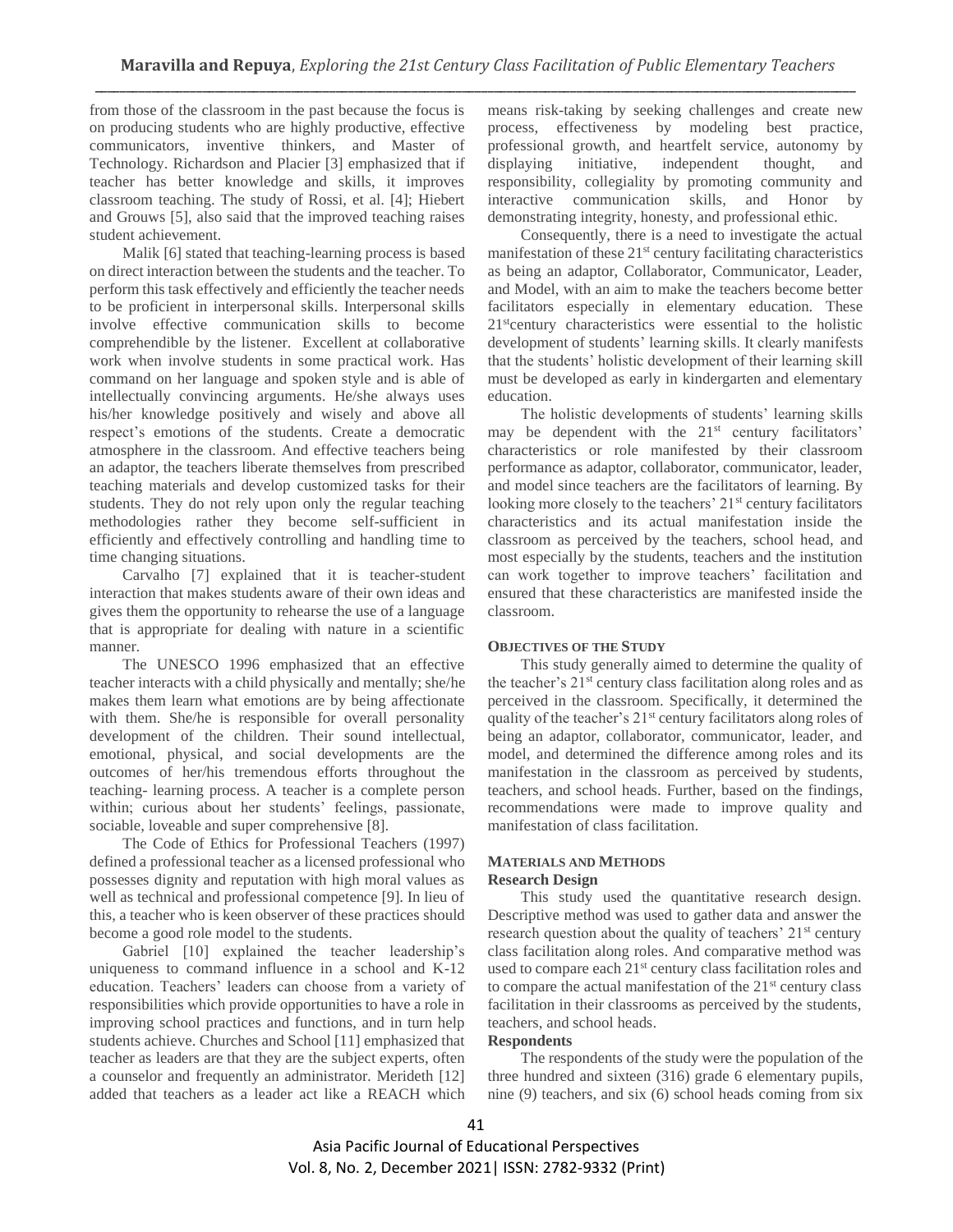from those of the classroom in the past because the focus is on producing students who are highly productive, effective communicators, inventive thinkers, and Master of Technology. Richardson and Placier [3] emphasized that if teacher has better knowledge and skills, it improves classroom teaching. The study of Rossi, et al. [4]; Hiebert and Grouws [5], also said that the improved teaching raises student achievement.

Malik [6] stated that teaching-learning process is based on direct interaction between the students and the teacher. To perform this task effectively and efficiently the teacher needs to be proficient in interpersonal skills. Interpersonal skills involve effective communication skills to become comprehendible by the listener. Excellent at collaborative work when involve students in some practical work. Has command on her language and spoken style and is able of intellectually convincing arguments. He/she always uses his/her knowledge positively and wisely and above all respect's emotions of the students. Create a democratic atmosphere in the classroom. And effective teachers being an adaptor, the teachers liberate themselves from prescribed teaching materials and develop customized tasks for their students. They do not rely upon only the regular teaching methodologies rather they become self-sufficient in efficiently and effectively controlling and handling time to time changing situations.

Carvalho [7] explained that it is teacher-student interaction that makes students aware of their own ideas and gives them the opportunity to rehearse the use of a language that is appropriate for dealing with nature in a scientific manner.

The UNESCO 1996 emphasized that an effective teacher interacts with a child physically and mentally; she/he makes them learn what emotions are by being affectionate with them. She/he is responsible for overall personality development of the children. Their sound intellectual, emotional, physical, and social developments are the outcomes of her/his tremendous efforts throughout the teaching- learning process. A teacher is a complete person within; curious about her students' feelings, passionate, sociable, loveable and super comprehensive [8].

The Code of Ethics for Professional Teachers (1997) defined a professional teacher as a licensed professional who possesses dignity and reputation with high moral values as well as technical and professional competence [9]. In lieu of this, a teacher who is keen observer of these practices should become a good role model to the students.

Gabriel [10] explained the teacher leadership's uniqueness to command influence in a school and K-12 education. Teachers' leaders can choose from a variety of responsibilities which provide opportunities to have a role in improving school practices and functions, and in turn help students achieve. Churches and School [11] emphasized that teacher as leaders are that they are the subject experts, often a counselor and frequently an administrator. Merideth [12] added that teachers as a leader act like a REACH which means risk-taking by seeking challenges and create new process, effectiveness by modeling best practice, professional growth, and heartfelt service, autonomy by displaying initiative, independent thought, and responsibility, collegiality by promoting community and interactive communication skills, and Honor by demonstrating integrity, honesty, and professional ethic.

Consequently, there is a need to investigate the actual manifestation of these 21st century facilitating characteristics as being an adaptor, Collaborator, Communicator, Leader, and Model, with an aim to make the teachers become better facilitators especially in elementary education. These 21st century characteristics were essential to the holistic development of students' learning skills. It clearly manifests that the students' holistic development of their learning skill must be developed as early in kindergarten and elementary education.

The holistic developments of students' learning skills may be dependent with the 21st century facilitators' characteristics or role manifested by their classroom performance as adaptor, collaborator, communicator, leader, and model since teachers are the facilitators of learning. By looking more closely to the teachers' 21st century facilitators characteristics and its actual manifestation inside the classroom as perceived by the teachers, school head, and most especially by the students, teachers and the institution can work together to improve teachers' facilitation and ensured that these characteristics are manifested inside the classroom.

## OBJECTIVES OF THE STUDY

This study generally aimed to determine the quality of the teacher's 21st century class facilitation along roles and as perceived in the classroom. Specifically, it determined the quality of the teacher's 21st century facilitators along roles of being an adaptor, collaborator, communicator, leader, and model, and determined the difference among roles and its manifestation in the classroom as perceived by students, teachers, and school heads. Further, based on the findings, recommendations were made to improve quality and manifestation of class facilitation.

## MATERIALS AND METHODS

### Research Design

This study used the quantitative research design. Descriptive method was used to gather data and answer the research question about the quality of teachers' 21st century class facilitation along roles. And comparative method was used to compare each 21st century class facilitation roles and to compare the actual manifestation of the 21st century class facilitation in their classrooms as perceived by the students, teachers, and school heads.

### Respondents

The respondents of the study were the population of the three hundred and sixteen (316) grade 6 elementary pupils, nine (9) teachers, and six (6) school heads coming from six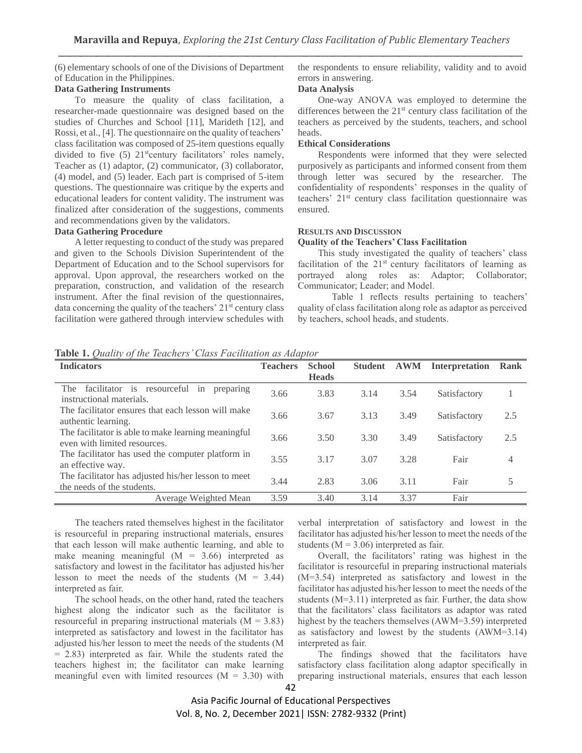(6) elementary schools of one of the Divisions of Department of Education in the Philippines.

**Data Gathering Instruments**

To measure the quality of class facilitation, a researcher-made questionnaire was designed based on the studies of Churches and School [11], Marideth [12], and Rossi, et al., [4]. The questionnaire on the quality of teachers' class facilitation was composed of 25-item questions equally divided to five (5) 21[st]century facilitators' roles namely, Teacher as (1) adaptor, (2) communicator, (3) collaborator, (4) model, and (5) leader. Each part is comprised of 5-item questions. The questionnaire was critique by the experts and educational leaders for content validity. The instrument was finalized after consideration of the suggestions, comments and recommendations given by the validators.

**Data Gathering Procedure**

A letter requesting to conduct of the study was prepared and given to the Schools Division Superintendent of the Department of Education and to the School supervisors for approval. Upon approval, the researchers worked on the preparation, construction, and validation of the research instrument. After the final revision of the questionnaires, data concerning the quality of the teachers' 21[st] century class facilitation were gathered through interview schedules with the respondents to ensure reliability, validity and to avoid errors in answering.

**Data Analysis**

One-way ANOVA was employed to determine the differences between the 21[st] century class facilitation of the teachers as perceived by the students, teachers, and school heads.

**Ethical Considerations**

Respondents were informed that they were selected purposively as participants and informed consent from them through letter was secured by the researcher. The confidentiality of respondents' responses in the quality of teachers' 21[st] century class facilitation questionnaire was ensured.

## RESULTS AND DISCUSSION

**Quality of the Teachers' Class Facilitation**

This study investigated the quality of teachers' class facilitation of the 21[st] century facilitators of learning as portrayed along roles as: Adaptor; Collaborator; Communicator; Leader; and Model.

Table 1 reflects results pertaining to teachers' quality of class facilitation along role as adaptor as perceived by teachers, school heads, and students.

**Table 1.** *Quality of the Teachers' Class Facilitation as Adaptor*

| Indicators | Teachers | School Heads | Student | AWM | Interpretation | Rank |
|---|---|---|---|---|---|---|
| The facilitator is resourceful in preparing instructional materials. | 3.66 | 3.83 | 3.14 | 3.54 | Satisfactory | 1 |
| The facilitator ensures that each lesson will make authentic learning. | 3.66 | 3.67 | 3.13 | 3.49 | Satisfactory | 2.5 |
| The facilitator is able to make learning meaningful even with limited resources. | 3.66 | 3.50 | 3.30 | 3.49 | Satisfactory | 2.5 |
| The facilitator has used the computer platform in an effective way. | 3.55 | 3.17 | 3.07 | 3.28 | Fair | 4 |
| The facilitator has adjusted his/her lesson to meet the needs of the students. | 3.44 | 2.83 | 3.06 | 3.11 | Fair | 5 |
| Average Weighted Mean | 3.59 | 3.40 | 3.14 | 3.37 | Fair | |

The teachers rated themselves highest in the facilitator is resourceful in preparing instructional materials, ensures that each lesson will make authentic learning, and able to make meaning meaningful ($M = 3.66$) interpreted as satisfactory and lowest in the facilitator has adjusted his/her lesson to meet the needs of the students ($M = 3.44$) interpreted as fair.

The school heads, on the other hand, rated the teachers highest along the indicator such as the facilitator is resourceful in preparing instructional materials ($M = 3.83$) interpreted as satisfactory and lowest in the facilitator has adjusted his/her lesson to meet the needs of the students ($M = 2.83$) interpreted as fair. While the students rated the teachers highest in; the facilitator can make learning meaningful even with limited resources ($M = 3.30$) with verbal interpretation of satisfactory and lowest in the facilitator has adjusted his/her lesson to meet the needs of the students ($M = 3.06$) interpreted as fair.

Overall, the facilitators' rating was highest in the facilitator is resourceful in preparing instructional materials ($M=3.54$) interpreted as satisfactory and lowest in the facilitator has adjusted his/her lesson to meet the needs of the students ($M=3.11$) interpreted as fair. Further, the data show that the facilitators' class facilitators as adaptor was rated highest by the teachers themselves (AWM=3.59) interpreted as satisfactory and lowest by the students (AWM=3.14) interpreted as fair.

The findings showed that the facilitators have satisfactory class facilitation along adaptor specifically in preparing instructional materials, ensures that each lesson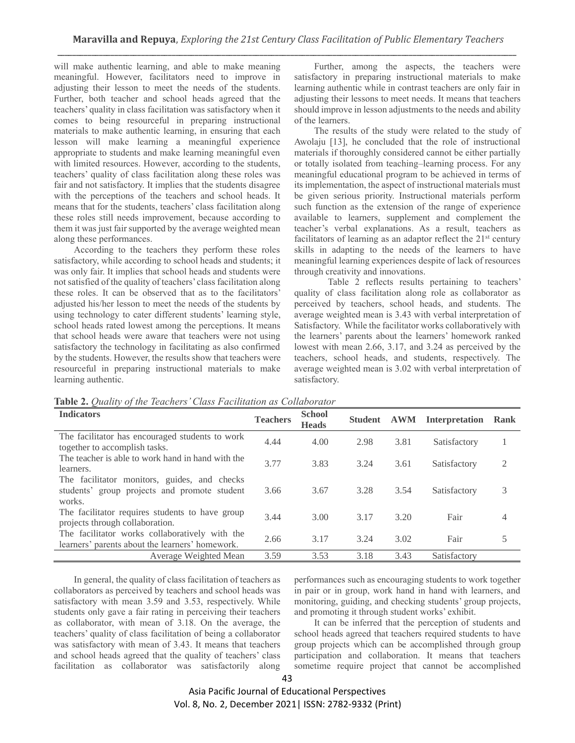will make authentic learning, and able to make meaning meaningful. However, facilitators need to improve in adjusting their lesson to meet the needs of the students. Further, both teacher and school heads agreed that the teachers' quality in class facilitation was satisfactory when it comes to being resourceful in preparing instructional materials to make authentic learning, in ensuring that each lesson will make learning a meaningful experience appropriate to students and make learning meaningful even with limited resources. However, according to the students, teachers' quality of class facilitation along these roles was fair and not satisfactory. It implies that the students disagree with the perceptions of the teachers and school heads. It means that for the students, teachers' class facilitation along these roles still needs improvement, because according to them it was just fair supported by the average weighted mean along these performances.

According to the teachers they perform these roles satisfactory, while according to school heads and students; it was only fair. It implies that school heads and students were not satisfied of the quality of teachers' class facilitation along these roles. It can be observed that as to the facilitators' adjusted his/her lesson to meet the needs of the students by using technology to cater different students' learning style, school heads rated lowest among the perceptions. It means that school heads were aware that teachers were not using satisfactory the technology in facilitating as also confirmed by the students. However, the results show that teachers were resourceful in preparing instructional materials to make learning authentic.

Further, among the aspects, the teachers were satisfactory in preparing instructional materials to make learning authentic while in contrast teachers are only fair in adjusting their lessons to meet needs. It means that teachers should improve in lesson adjustments to the needs and ability of the learners.

The results of the study were related to the study of Awolaju [13], he concluded that the role of instructional materials if thoroughly considered cannot be either partially or totally isolated from teaching–learning process. For any meaningful educational program to be achieved in terms of its implementation, the aspect of instructional materials must be given serious priority. Instructional materials perform such function as the extension of the range of experience available to learners, supplement and complement the teacher's verbal explanations. As a result, teachers as facilitators of learning as an adaptor reflect the 21st century skills in adapting to the needs of the learners to have meaningful learning experiences despite of lack of resources through creativity and innovations.

Table 2 reflects results pertaining to teachers' quality of class facilitation along role as collaborator as perceived by teachers, school heads, and students. The average weighted mean is 3.43 with verbal interpretation of Satisfactory. While the facilitator works collaboratively with the learners' parents about the learners' homework ranked lowest with mean 2.66, 3.17, and 3.24 as perceived by the teachers, school heads, and students, respectively. The average weighted mean is 3.02 with verbal interpretation of satisfactory.

**Table 2.** *Quality of the Teachers' Class Facilitation as Collaborator*

| Indicators | Teachers | School Heads | Student | AWM | Interpretation | Rank |
|---|---|---|---|---|---|---|
| The facilitator has encouraged students to work together to accomplish tasks. | 4.44 | 4.00 | 2.98 | 3.81 | Satisfactory | 1 |
| The teacher is able to work hand in hand with the learners. | 3.77 | 3.83 | 3.24 | 3.61 | Satisfactory | 2 |
| The facilitator monitors, guides, and checks students' group projects and promote student works. | 3.66 | 3.67 | 3.28 | 3.54 | Satisfactory | 3 |
| The facilitator requires students to have group projects through collaboration. | 3.44 | 3.00 | 3.17 | 3.20 | Fair | 4 |
| The facilitator works collaboratively with the learners' parents about the learners' homework. | 2.66 | 3.17 | 3.24 | 3.02 | Fair | 5 |
| Average Weighted Mean | 3.59 | 3.53 | 3.18 | 3.43 | Satisfactory | |

In general, the quality of class facilitation of teachers as collaborators as perceived by teachers and school heads was satisfactory with mean 3.59 and 3.53, respectively. While students only gave a fair rating in perceiving their teachers as collaborator, with mean of 3.18. On the average, the teachers' quality of class facilitation of being a collaborator was satisfactory with mean of 3.43. It means that teachers and school heads agreed that the quality of teachers' class facilitation as collaborator was satisfactorily along performances such as encouraging students to work together in pair or in group, work hand in hand with learners, and monitoring, guiding, and checking students' group projects, and promoting it through student works' exhibit.

It can be inferred that the perception of students and school heads agreed that teachers required students to have group projects which can be accomplished through group participation and collaboration. It means that teachers sometime require project that cannot be accomplished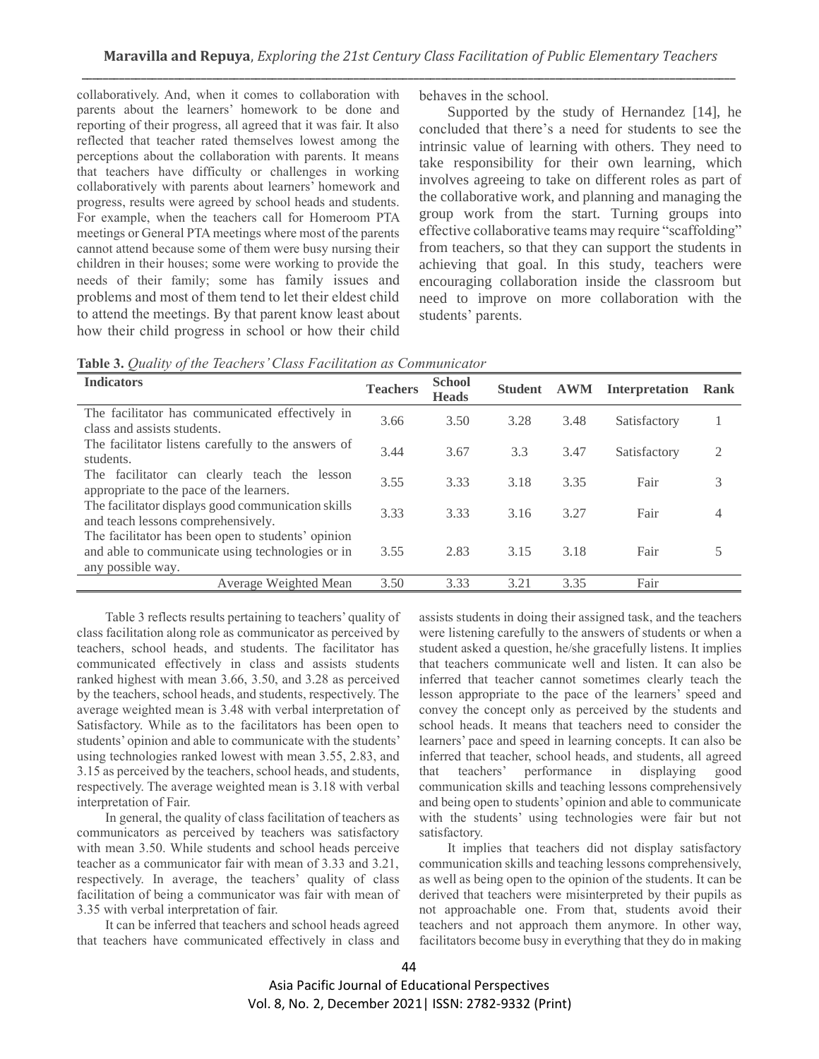collaboratively. And, when it comes to collaboration with parents about the learners' homework to be done and reporting of their progress, all agreed that it was fair. It also reflected that teacher rated themselves lowest among the perceptions about the collaboration with parents. It means that teachers have difficulty or challenges in working collaboratively with parents about learners' homework and progress, results were agreed by school heads and students. For example, when the teachers call for Homeroom PTA meetings or General PTA meetings where most of the parents cannot attend because some of them were busy nursing their children in their houses; some were working to provide the needs of their family; some has family issues and problems and most of them tend to let their eldest child to attend the meetings. By that parent know least about how their child progress in school or how their child behaves in the school.

Supported by the study of Hernandez [14], he concluded that there's a need for students to see the intrinsic value of learning with others. They need to take responsibility for their own learning, which involves agreeing to take on different roles as part of the collaborative work, and planning and managing the group work from the start. Turning groups into effective collaborative teams may require "scaffolding" from teachers, so that they can support the students in achieving that goal. In this study, teachers were encouraging collaboration inside the classroom but need to improve on more collaboration with the students' parents.

**Table 3.** *Quality of the Teachers' Class Facilitation as Communicator*

| Indicators | Teachers | School Heads | Student | AWM | Interpretation | Rank |
|---|---|---|---|---|---|---|
| The facilitator has communicated effectively in class and assists students. | 3.66 | 3.50 | 3.28 | 3.48 | Satisfactory | 1 |
| The facilitator listens carefully to the answers of students. | 3.44 | 3.67 | 3.3 | 3.47 | Satisfactory | 2 |
| The facilitator can clearly teach the lesson appropriate to the pace of the learners. | 3.55 | 3.33 | 3.18 | 3.35 | Fair | 3 |
| The facilitator displays good communication skills and teach lessons comprehensively. | 3.33 | 3.33 | 3.16 | 3.27 | Fair | 4 |
| The facilitator has been open to students' opinion and able to communicate using technologies or in any possible way. | 3.55 | 2.83 | 3.15 | 3.18 | Fair | 5 |
| Average Weighted Mean | 3.50 | 3.33 | 3.21 | 3.35 | Fair | |

Table 3 reflects results pertaining to teachers' quality of class facilitation along role as communicator as perceived by teachers, school heads, and students. The facilitator has communicated effectively in class and assists students ranked highest with mean 3.66, 3.50, and 3.28 as perceived by the teachers, school heads, and students, respectively. The average weighted mean is 3.48 with verbal interpretation of Satisfactory. While as to the facilitators has been open to students' opinion and able to communicate with the students' using technologies ranked lowest with mean 3.55, 2.83, and 3.15 as perceived by the teachers, school heads, and students, respectively. The average weighted mean is 3.18 with verbal interpretation of Fair.

In general, the quality of class facilitation of teachers as communicators as perceived by teachers was satisfactory with mean 3.50. While students and school heads perceive teacher as a communicator fair with mean of 3.33 and 3.21, respectively. In average, the teachers' quality of class facilitation of being a communicator was fair with mean of 3.35 with verbal interpretation of fair.

It can be inferred that teachers and school heads agreed that teachers have communicated effectively in class and assists students in doing their assigned task, and the teachers were listening carefully to the answers of students or when a student asked a question, he/she gracefully listens. It implies that teachers communicate well and listen. It can also be inferred that teacher cannot sometimes clearly teach the lesson appropriate to the pace of the learners' speed and convey the concept only as perceived by the students and school heads. It means that teachers need to consider the learners' pace and speed in learning concepts. It can also be inferred that teacher, school heads, and students, all agreed that teachers' performance in displaying good communication skills and teaching lessons comprehensively and being open to students' opinion and able to communicate with the students' using technologies were fair but not satisfactory.

It implies that teachers did not display satisfactory communication skills and teaching lessons comprehensively, as well as being open to the opinion of the students. It can be derived that teachers were misinterpreted by their pupils as not approachable one. From that, students avoid their teachers and not approach them anymore. In other way, facilitators become busy in everything that they do in making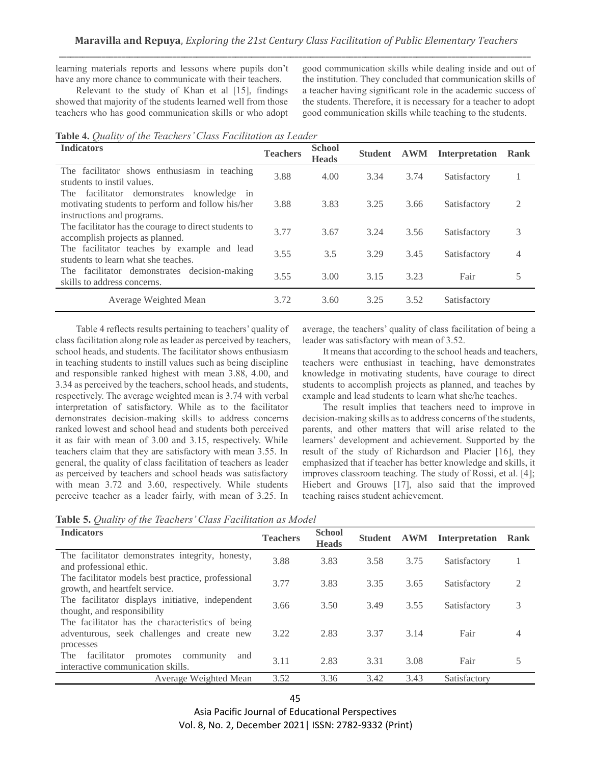learning materials reports and lessons where pupils don't have any more chance to communicate with their teachers.

Relevant to the study of Khan et al [15], findings showed that majority of the students learned well from those teachers who has good communication skills or who adopt good communication skills while dealing inside and out of the institution. They concluded that communication skills of a teacher having significant role in the academic success of the students. Therefore, it is necessary for a teacher to adopt good communication skills while teaching to the students.

**Table 4.** *Quality of the Teachers' Class Facilitation as Leader*

| Indicators | Teachers | School Heads | Student | AWM | Interpretation | Rank |
|---|---|---|---|---|---|---|
| The facilitator shows enthusiasm in teaching students to instil values. | 3.88 | 4.00 | 3.34 | 3.74 | Satisfactory | 1 |
| The facilitator demonstrates knowledge in motivating students to perform and follow his/her instructions and programs. | 3.88 | 3.83 | 3.25 | 3.66 | Satisfactory | 2 |
| The facilitator has the courage to direct students to accomplish projects as planned. | 3.77 | 3.67 | 3.24 | 3.56 | Satisfactory | 3 |
| The facilitator teaches by example and lead students to learn what she teaches. | 3.55 | 3.5 | 3.29 | 3.45 | Satisfactory | 4 |
| The facilitator demonstrates decision-making skills to address concerns. | 3.55 | 3.00 | 3.15 | 3.23 | Fair | 5 |
| Average Weighted Mean | 3.72 | 3.60 | 3.25 | 3.52 | Satisfactory | |

Table 4 reflects results pertaining to teachers' quality of class facilitation along role as leader as perceived by teachers, school heads, and students. The facilitator shows enthusiasm in teaching students to instill values such as being discipline and responsible ranked highest with mean 3.88, 4.00, and 3.34 as perceived by the teachers, school heads, and students, respectively. The average weighted mean is 3.74 with verbal interpretation of satisfactory. While as to the facilitator demonstrates decision-making skills to address concerns ranked lowest and school head and students both perceived it as fair with mean of 3.00 and 3.15, respectively. While teachers claim that they are satisfactory with mean 3.55. In general, the quality of class facilitation of teachers as leader as perceived by teachers and school heads was satisfactory with mean 3.72 and 3.60, respectively. While students perceive teacher as a leader fairly, with mean of 3.25. In average, the teachers' quality of class facilitation of being a leader was satisfactory with mean of 3.52.

It means that according to the school heads and teachers, teachers were enthusiast in teaching, have demonstrates knowledge in motivating students, have courage to direct students to accomplish projects as planned, and teaches by example and lead students to learn what she/he teaches.

The result implies that teachers need to improve in decision-making skills as to address concerns of the students, parents, and other matters that will arise related to the learners' development and achievement. Supported by the result of the study of Richardson and Placier [16], they emphasized that if teacher has better knowledge and skills, it improves classroom teaching. The study of Rossi, et al. [4]; Hiebert and Grouws [17], also said that the improved teaching raises student achievement.

**Table 5.** *Quality of the Teachers' Class Facilitation as Model*

| Indicators | Teachers | School Heads | Student | AWM | Interpretation | Rank |
|---|---|---|---|---|---|---|
| The facilitator demonstrates integrity, honesty, and professional ethic. | 3.88 | 3.83 | 3.58 | 3.75 | Satisfactory | 1 |
| The facilitator models best practice, professional growth, and heartfelt service. | 3.77 | 3.83 | 3.35 | 3.65 | Satisfactory | 2 |
| The facilitator displays initiative, independent thought, and responsibility | 3.66 | 3.50 | 3.49 | 3.55 | Satisfactory | 3 |
| The facilitator has the characteristics of being adventurous, seek challenges and create new processes | 3.22 | 2.83 | 3.37 | 3.14 | Fair | 4 |
| The facilitator promotes community and interactive communication skills. | 3.11 | 2.83 | 3.31 | 3.08 | Fair | 5 |
| Average Weighted Mean | 3.52 | 3.36 | 3.42 | 3.43 | Satisfactory | |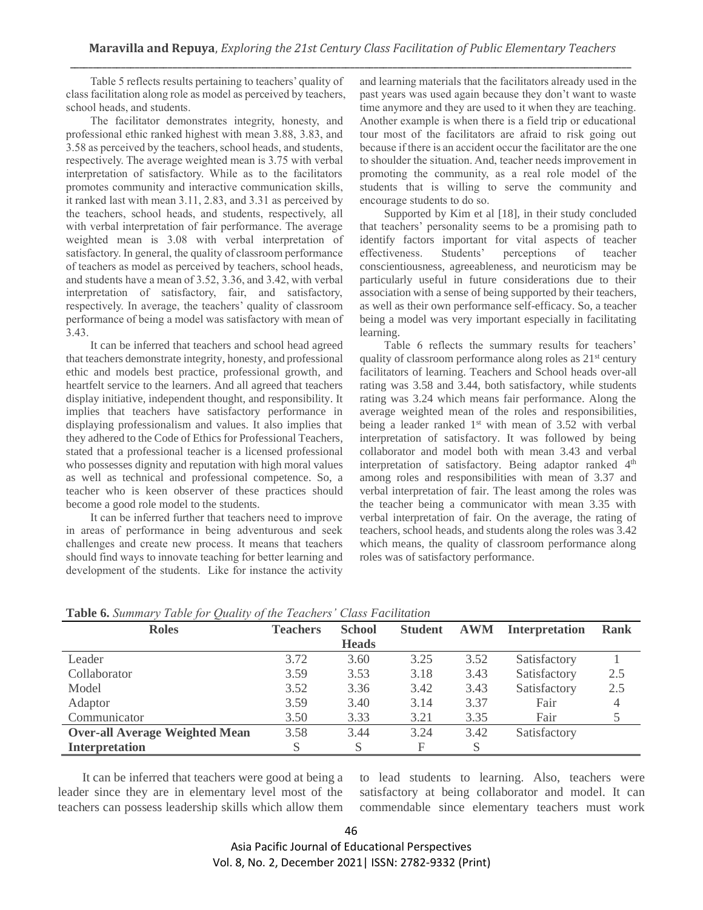Table 5 reflects results pertaining to teachers' quality of class facilitation along role as model as perceived by teachers, school heads, and students.

The facilitator demonstrates integrity, honesty, and professional ethic ranked highest with mean 3.88, 3.83, and 3.58 as perceived by the teachers, school heads, and students, respectively. The average weighted mean is 3.75 with verbal interpretation of satisfactory. While as to the facilitators promotes community and interactive communication skills, it ranked last with mean 3.11, 2.83, and 3.31 as perceived by the teachers, school heads, and students, respectively, all with verbal interpretation of fair performance. The average weighted mean is 3.08 with verbal interpretation of satisfactory. In general, the quality of classroom performance of teachers as model as perceived by teachers, school heads, and students have a mean of 3.52, 3.36, and 3.42, with verbal interpretation of satisfactory, fair, and satisfactory, respectively. In average, the teachers' quality of classroom performance of being a model was satisfactory with mean of 3.43.

It can be inferred that teachers and school head agreed that teachers demonstrate integrity, honesty, and professional ethic and models best practice, professional growth, and heartfelt service to the learners. And all agreed that teachers display initiative, independent thought, and responsibility. It implies that teachers have satisfactory performance in displaying professionalism and values. It also implies that they adhered to the Code of Ethics for Professional Teachers, stated that a professional teacher is a licensed professional who possesses dignity and reputation with high moral values as well as technical and professional competence. So, a teacher who is keen observer of these practices should become a good role model to the students.

It can be inferred further that teachers need to improve in areas of performance in being adventurous and seek challenges and create new process. It means that teachers should find ways to innovate teaching for better learning and development of the students. Like for instance the activity and learning materials that the facilitators already used in the past years was used again because they don't want to waste time anymore and they are used to it when they are teaching. Another example is when there is a field trip or educational tour most of the facilitators are afraid to risk going out because if there is an accident occur the facilitator are the one to shoulder the situation. And, teacher needs improvement in promoting the community, as a real role model of the students that is willing to serve the community and encourage students to do so.

Supported by Kim et al [18], in their study concluded that teachers' personality seems to be a promising path to identify factors important for vital aspects of teacher effectiveness. Students' perceptions of teacher conscientiousness, agreeableness, and neuroticism may be particularly useful in future considerations due to their association with a sense of being supported by their teachers, as well as their own performance self-efficacy. So, a teacher being a model was very important especially in facilitating learning.

Table 6 reflects the summary results for teachers' quality of classroom performance along roles as 21st century facilitators of learning. Teachers and School heads over-all rating was 3.58 and 3.44, both satisfactory, while students rating was 3.24 which means fair performance. Along the average weighted mean of the roles and responsibilities, being a leader ranked 1st with mean of 3.52 with verbal interpretation of satisfactory. It was followed by being collaborator and model both with mean 3.43 and verbal interpretation of satisfactory. Being adaptor ranked 4th among roles and responsibilities with mean of 3.37 and verbal interpretation of fair. The least among the roles was the teacher being a communicator with mean 3.35 with verbal interpretation of fair. On the average, the rating of teachers, school heads, and students along the roles was 3.42 which means, the quality of classroom performance along roles was of satisfactory performance.

**Table 6.** *Summary Table for Quality of the Teachers' Class Facilitation*

| Roles | Teachers | School Heads | Student | AWM | Interpretation | Rank |
|---|---|---|---|---|---|---|
| Leader | 3.72 | 3.60 | 3.25 | 3.52 | Satisfactory | 1 |
| Collaborator | 3.59 | 3.53 | 3.18 | 3.43 | Satisfactory | 2.5 |
| Model | 3.52 | 3.36 | 3.42 | 3.43 | Satisfactory | 2.5 |
| Adaptor | 3.59 | 3.40 | 3.14 | 3.37 | Fair | 4 |
| Communicator | 3.50 | 3.33 | 3.21 | 3.35 | Fair | 5 |
| **Over-all Average Weighted Mean** | 3.58 | 3.44 | 3.24 | 3.42 | Satisfactory | |
| **Interpretation** | S | S | F | S | | |

It can be inferred that teachers were good at being a leader since they are in elementary level most of the teachers can possess leadership skills which allow them to lead students to learning. Also, teachers were satisfactory at being collaborator and model. It can commendable since elementary teachers must work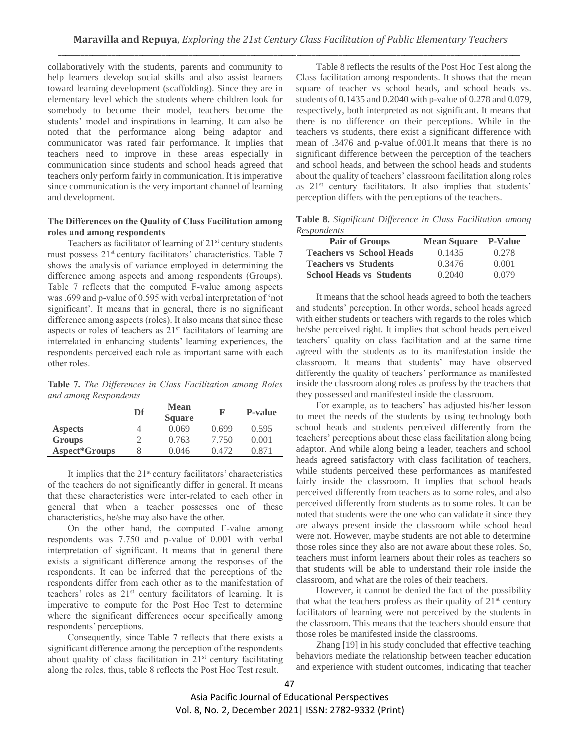collaboratively with the students, parents and community to help learners develop social skills and also assist learners toward learning development (scaffolding). Since they are in elementary level which the students where children look for somebody to become their model, teachers become the students' model and inspirations in learning. It can also be noted that the performance along being adaptor and communicator was rated fair performance. It implies that teachers need to improve in these areas especially in communication since students and school heads agreed that teachers only perform fairly in communication. It is imperative since communication is the very important channel of learning and development.

### The Differences on the Quality of Class Facilitation among roles and among respondents

Teachers as facilitator of learning of 21st century students must possess 21st century facilitators' characteristics. Table 7 shows the analysis of variance employed in determining the difference among aspects and among respondents (Groups). Table 7 reflects that the computed F-value among aspects was .699 and p-value of 0.595 with verbal interpretation of 'not significant'. It means that in general, there is no significant difference among aspects (roles). It also means that since these aspects or roles of teachers as 21st facilitators of learning are interrelated in enhancing students' learning experiences, the respondents perceived each role as important same with each other roles.

**Table 7.** *The Differences in Class Facilitation among Roles and among Respondents*

| | Df | Mean Square | F | P-value |
|---|---|---|---|---|
| **Aspects** | 4 | 0.069 | 0.699 | 0.595 |
| **Groups** | 2 | 0.763 | 7.750 | 0.001 |
| **Aspect*Groups** | 8 | 0.046 | 0.472 | 0.871 |

It implies that the 21st century facilitators' characteristics of the teachers do not significantly differ in general. It means that these characteristics were inter-related to each other in general that when a teacher possesses one of these characteristics, he/she may also have the other.

On the other hand, the computed F-value among respondents was 7.750 and p-value of 0.001 with verbal interpretation of significant. It means that in general there exists a significant difference among the responses of the respondents. It can be inferred that the perceptions of the respondents differ from each other as to the manifestation of teachers' roles as 21st century facilitators of learning. It is imperative to compute for the Post Hoc Test to determine where the significant differences occur specifically among respondents' perceptions.

Consequently, since Table 7 reflects that there exists a significant difference among the perception of the respondents about quality of class facilitation in 21st century facilitating along the roles, thus, table 8 reflects the Post Hoc Test result.

Table 8 reflects the results of the Post Hoc Test along the Class facilitation among respondents. It shows that the mean square of teacher vs school heads, and school heads vs. students of 0.1435 and 0.2040 with p-value of 0.278 and 0.079, respectively, both interpreted as not significant. It means that there is no difference on their perceptions. While in the teachers vs students, there exist a significant difference with mean of .3476 and p-value of.001.It means that there is no significant difference between the perception of the teachers and school heads, and between the school heads and students about the quality of teachers' classroom facilitation along roles as 21st century facilitators. It also implies that students' perception differs with the perceptions of the teachers.

**Table 8.** *Significant Difference in Class Facilitation among Respondents*

| Pair of Groups | Mean Square | P-Value |
|---|---|---|
| **Teachers vs School Heads** | 0.1435 | 0.278 |
| **Teachers vs Students** | 0.3476 | 0.001 |
| **School Heads vs Students** | 0.2040 | 0.079 |

It means that the school heads agreed to both the teachers and students' perception. In other words, school heads agreed with either students or teachers with regards to the roles which he/she perceived right. It implies that school heads perceived teachers' quality on class facilitation and at the same time agreed with the students as to its manifestation inside the classroom. It means that students' may have observed differently the quality of teachers' performance as manifested inside the classroom along roles as profess by the teachers that they possessed and manifested inside the classroom.

For example, as to teachers' has adjusted his/her lesson to meet the needs of the students by using technology both school heads and students perceived differently from the teachers' perceptions about these class facilitation along being adaptor. And while along being a leader, teachers and school heads agreed satisfactory with class facilitation of teachers, while students perceived these performances as manifested fairly inside the classroom. It implies that school heads perceived differently from teachers as to some roles, and also perceived differently from students as to some roles. It can be noted that students were the one who can validate it since they are always present inside the classroom while school head were not. However, maybe students are not able to determine those roles since they also are not aware about these roles. So, teachers must inform learners about their roles as teachers so that students will be able to understand their role inside the classroom, and what are the roles of their teachers.

However, it cannot be denied the fact of the possibility that what the teachers profess as their quality of 21st century facilitators of learning were not perceived by the students in the classroom. This means that the teachers should ensure that those roles be manifested inside the classrooms.

Zhang [19] in his study concluded that effective teaching behaviors mediate the relationship between teacher education and experience with student outcomes, indicating that teacher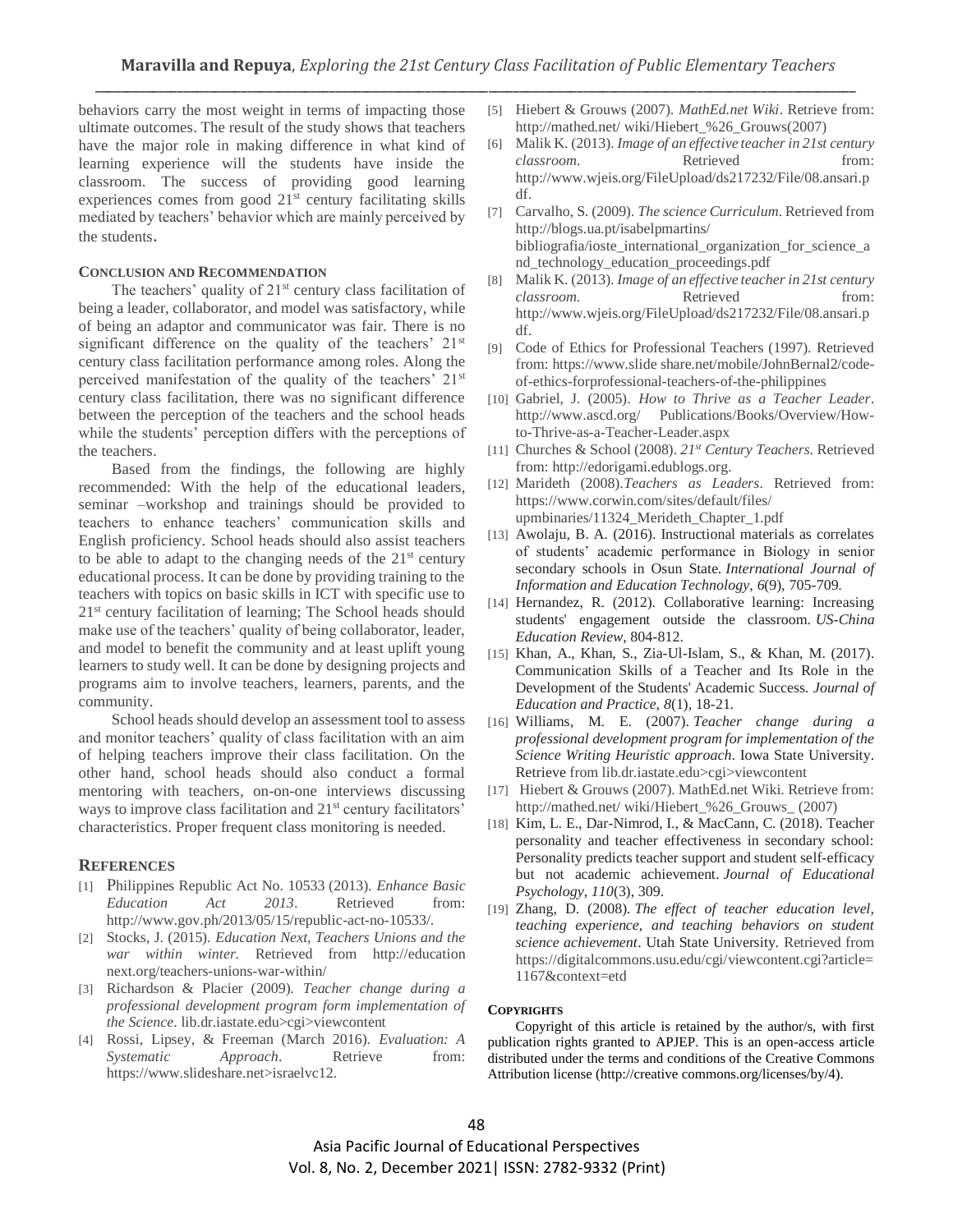behaviors carry the most weight in terms of impacting those ultimate outcomes. The result of the study shows that teachers have the major role in making difference in what kind of learning experience will the students have inside the classroom. The success of providing good learning experiences comes from good 21st century facilitating skills mediated by teachers' behavior which are mainly perceived by the students.

## CONCLUSION AND RECOMMENDATION

The teachers' quality of 21st century class facilitation of being a leader, collaborator, and model was satisfactory, while of being an adaptor and communicator was fair. There is no significant difference on the quality of the teachers' 21st century class facilitation performance among roles. Along the perceived manifestation of the quality of the teachers' 21st century class facilitation, there was no significant difference between the perception of the teachers and the school heads while the students' perception differs with the perceptions of the teachers.

Based from the findings, the following are highly recommended: With the help of the educational leaders, seminar –workshop and trainings should be provided to teachers to enhance teachers' communication skills and English proficiency. School heads should also assist teachers to be able to adapt to the changing needs of the 21st century educational process. It can be done by providing training to the teachers with topics on basic skills in ICT with specific use to 21st century facilitation of learning; The School heads should make use of the teachers' quality of being collaborator, leader, and model to benefit the community and at least uplift young learners to study well. It can be done by designing projects and programs aim to involve teachers, learners, parents, and the community.

School heads should develop an assessment tool to assess and monitor teachers' quality of class facilitation with an aim of helping teachers improve their class facilitation. On the other hand, school heads should also conduct a formal mentoring with teachers, on-on-one interviews discussing ways to improve class facilitation and 21st century facilitators' characteristics. Proper frequent class monitoring is needed.

## REFERENCES

[1] Philippines Republic Act No. 10533 (2013). *Enhance Basic Education Act 2013*. Retrieved from: http://www.gov.ph/2013/05/15/republic-act-no-10533/.

[2] Stocks, J. (2015). *Education Next, Teachers Unions and the war within winter.* Retrieved from http://education next.org/teachers-unions-war-within/

[3] Richardson & Placier (2009). *Teacher change during a professional development program form implementation of the Science*. lib.dr.iastate.edu>cgi>viewcontent

[4] Rossi, Lipsey, & Freeman (March 2016). *Evaluation: A Systematic Approach*. Retrieve from: https://www.slideshare.net>israelvc12.

[5] Hiebert & Grouws (2007). *MathEd.net Wiki*. Retrieve from: http://mathed.net/ wiki/Hiebert_%26_Grouws(2007)

[6] Malik K. (2013). *Image of an effective teacher in 21st century classroom*. Retrieved from: http://www.wjeis.org/FileUpload/ds217232/File/08.ansari.pdf.

[7] Carvalho, S. (2009). *The science Curriculum*. Retrieved from http://blogs.ua.pt/isabelpmartins/ bibliografia/ioste_international_organization_for_science_and_technology_education_proceedings.pdf

[8] Malik K. (2013). *Image of an effective teacher in 21st century classroom*. Retrieved from: http://www.wjeis.org/FileUpload/ds217232/File/08.ansari.pdf.

[9] Code of Ethics for Professional Teachers (1997). Retrieved from: https://www.slide share.net/mobile/JohnBernal2/code-of-ethics-forprofessional-teachers-of-the-philippines

[10] Gabriel, J. (2005). *How to Thrive as a Teacher Leader*. http://www.ascd.org/ Publications/Books/Overview/How-to-Thrive-as-a-Teacher-Leader.aspx

[11] Churches & School (2008). *21st Century Teachers*. Retrieved from: http://edorigami.edublogs.org.

[12] Marideth (2008).*Teachers as Leaders*. Retrieved from: https://www.corwin.com/sites/default/files/ upmbinaries/11324_Merideth_Chapter_1.pdf

[13] Awolaju, B. A. (2016). Instructional materials as correlates of students' academic performance in Biology in senior secondary schools in Osun State. *International Journal of Information and Education Technology*, *6*(9), 705-709.

[14] Hernandez, R. (2012). Collaborative learning: Increasing students' engagement outside the classroom. *US-China Education Review*, 804-812.

[15] Khan, A., Khan, S., Zia-Ul-Islam, S., & Khan, M. (2017). Communication Skills of a Teacher and Its Role in the Development of the Students' Academic Success. *Journal of Education and Practice*, *8*(1), 18-21.

[16] Williams, M. E. (2007). *Teacher change during a professional development program for implementation of the Science Writing Heuristic approach*. Iowa State University. Retrieve from lib.dr.iastate.edu>cgi>viewcontent

[17] Hiebert & Grouws (2007). MathEd.net Wiki. Retrieve from: http://mathed.net/ wiki/Hiebert_%26_Grouws_ (2007)

[18] Kim, L. E., Dar-Nimrod, I., & MacCann, C. (2018). Teacher personality and teacher effectiveness in secondary school: Personality predicts teacher support and student self-efficacy but not academic achievement. *Journal of Educational Psychology*, *110*(3), 309.

[19] Zhang, D. (2008). *The effect of teacher education level, teaching experience, and teaching behaviors on student science achievement*. Utah State University. Retrieved from https://digitalcommons.usu.edu/cgi/viewcontent.cgi?article=1167&context=etd

### COPYRIGHTS

Copyright of this article is retained by the author/s, with first publication rights granted to APJEP. This is an open-access article distributed under the terms and conditions of the Creative Commons Attribution license (http://creative commons.org/licenses/by/4).